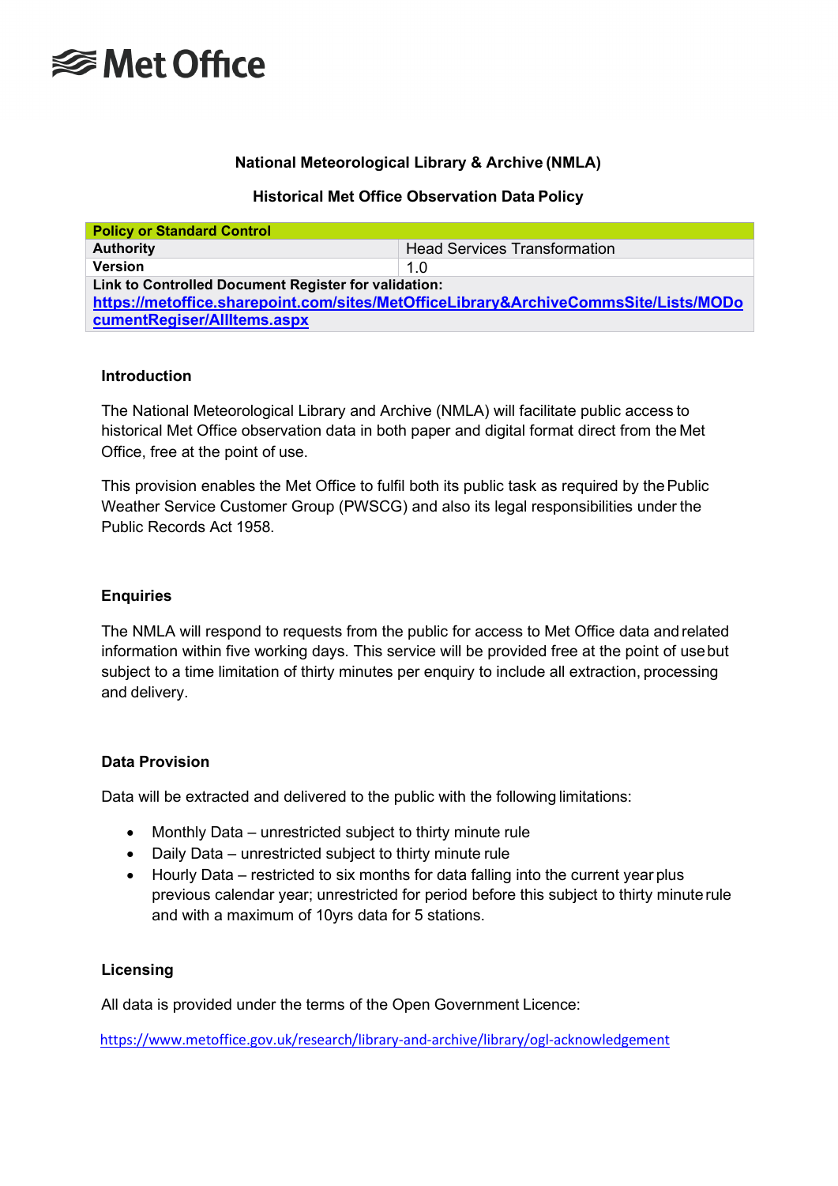Met Office

**National Meteorological Library & Archive (NMLA)**

**Historical Met Office Observation Data Policy**

| **Policy or Standard Control** | |
|---|---|
| **Authority** | Head Services Transformation |
| **Version** | 1.0 |
| **Link to Controlled Document Register for validation:** [https://metoffice.sharepoint.com/sites/MetOfficeLibrary&ArchiveCommsSite/Lists/MODocumentRegiser/AllItems.aspx](https://metoffice.sharepoint.com/sites/MetOfficeLibrary&ArchiveCommsSite/Lists/MODocumentRegiser/AllItems.aspx) | |

## Introduction

The National Meteorological Library and Archive (NMLA) will facilitate public access to historical Met Office observation data in both paper and digital format direct from the Met Office, free at the point of use.

This provision enables the Met Office to fulfil both its public task as required by the Public Weather Service Customer Group (PWSCG) and also its legal responsibilities under the Public Records Act 1958.

## Enquiries

The NMLA will respond to requests from the public for access to Met Office data and related information within five working days. This service will be provided free at the point of use but subject to a time limitation of thirty minutes per enquiry to include all extraction, processing and delivery.

## Data Provision

Data will be extracted and delivered to the public with the following limitations:

- Monthly Data – unrestricted subject to thirty minute rule
- Daily Data – unrestricted subject to thirty minute rule
- Hourly Data – restricted to six months for data falling into the current year plus previous calendar year; unrestricted for period before this subject to thirty minute rule and with a maximum of 10yrs data for 5 stations.

## Licensing

All data is provided under the terms of the Open Government Licence:

[https://www.metoffice.gov.uk/research/library-and-archive/library/ogl-acknowledgement](https://www.metoffice.gov.uk/research/library-and-archive/library/ogl-acknowledgement)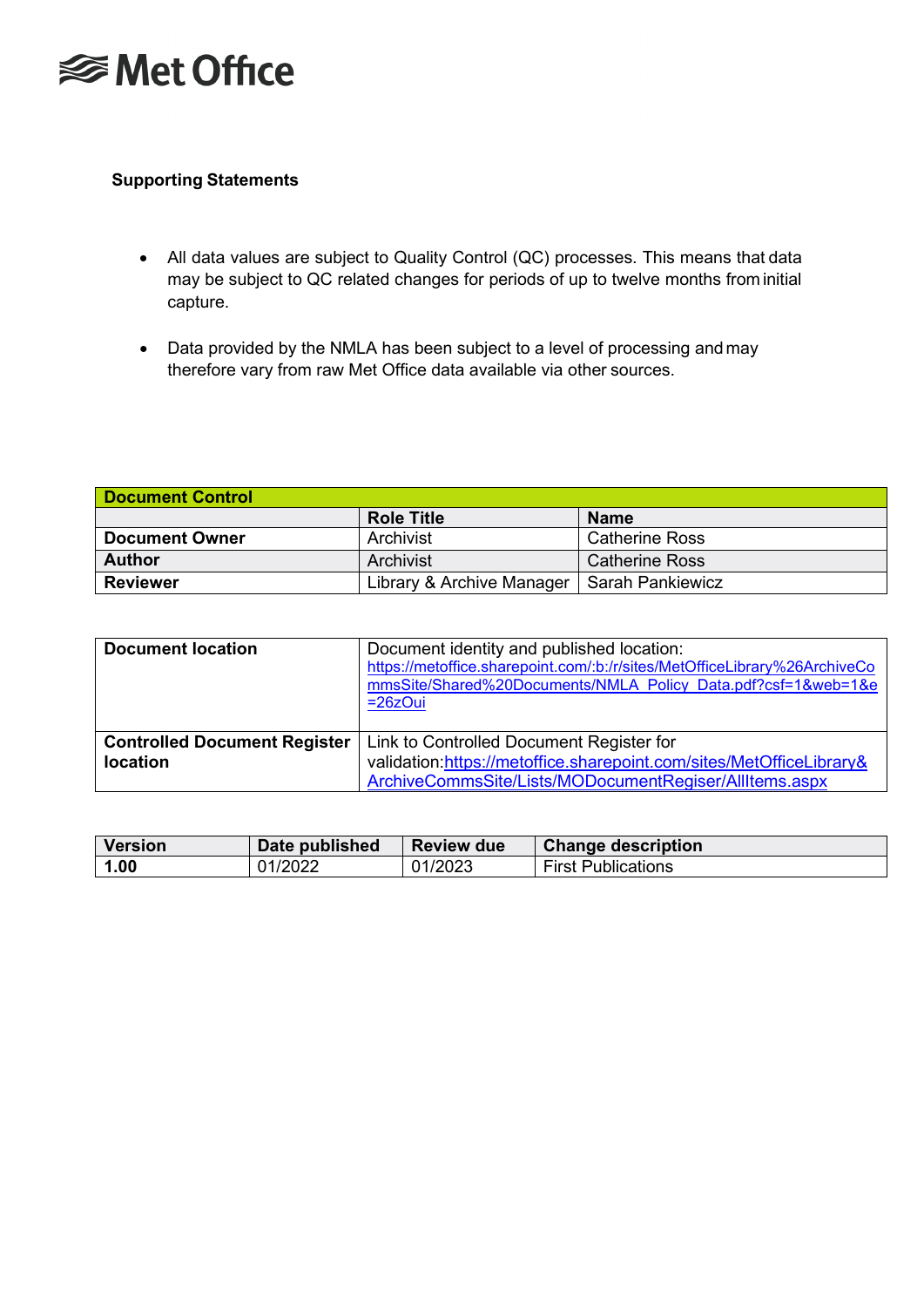**Supporting Statements**

- All data values are subject to Quality Control (QC) processes. This means that data may be subject to QC related changes for periods of up to twelve months from initial capture.
- Data provided by the NMLA has been subject to a level of processing and may therefore vary from raw Met Office data available via other sources.

| Document Control | | |
|---|---|---|
| | **Role Title** | **Name** |
| **Document Owner** | Archivist | Catherine Ross |
| **Author** | Archivist | Catherine Ross |
| **Reviewer** | Library & Archive Manager | Sarah Pankiewicz |

| | |
|---|---|
| **Document location** | Document identity and published location: https://metoffice.sharepoint.com/:b:/r/sites/MetOfficeLibrary%26ArchiveCommsSite/Shared%20Documents/NMLA_Policy_Data.pdf?csf=1&web=1&e=26zOui |
| **Controlled Document Register location** | Link to Controlled Document Register for validation:https://metoffice.sharepoint.com/sites/MetOfficeLibrary&ArchiveCommsSite/Lists/MODocumentRegiser/AllItems.aspx |

| Version | Date published | Review due | Change description |
|---|---|---|---|
| **1.00** | 01/2022 | 01/2023 | First Publications |